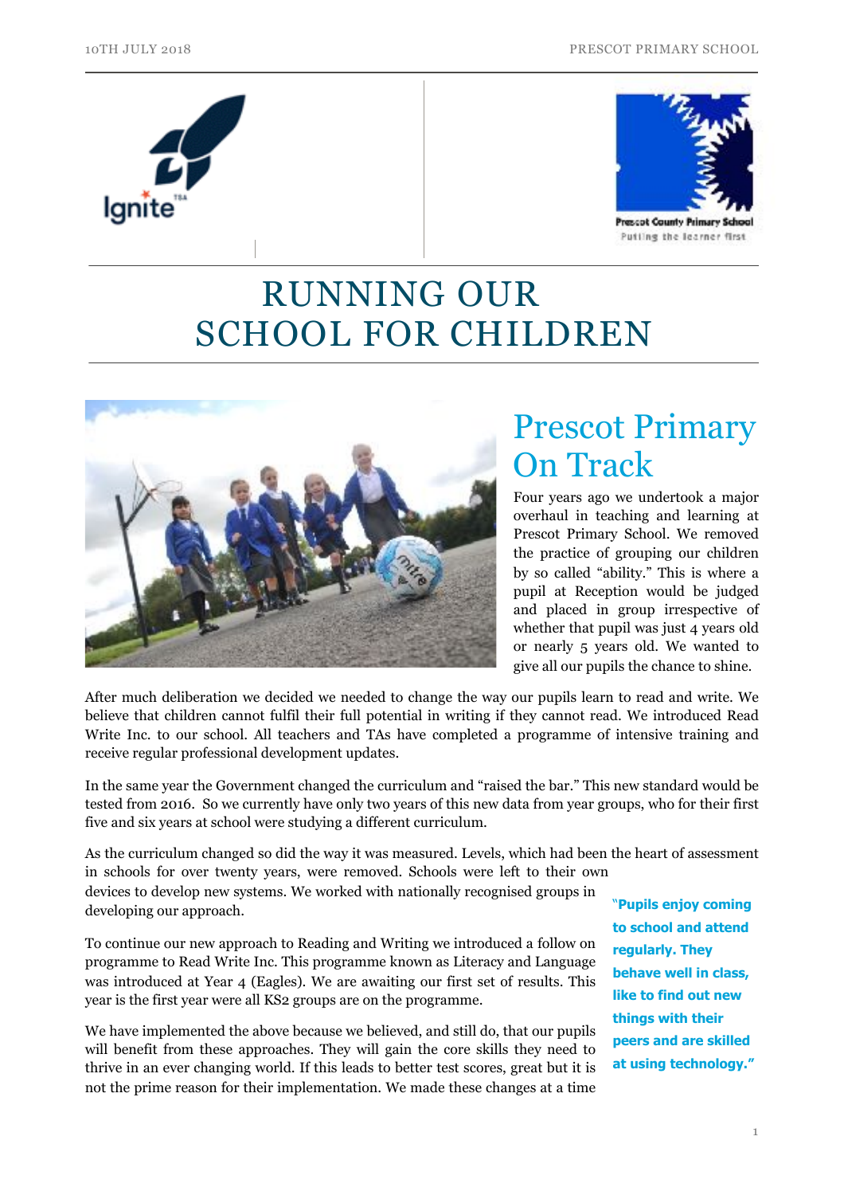# RUNNING OUR SCHOOL FOR CHILDREN

## Prescot Primary On Track

Four years ago we undertook a major overhaul in teaching and learning at Prescot Primary School. We removed the practice of grouping our children by so called "ability." This is where a pupil at Reception would be judged and placed in group irrespective of whether that pupil was just 4 years old or nearly 5 years old. We wanted to give all our pupils the chance to shine.

After much deliberation we decided we needed to change the way our pupils learn to read and write. We believe that children cannot fulfil their full potential in writing if they cannot read. We introduced Read Write Inc. to our school. All teachers and TAs have completed a programme of intensive training and receive regular professional development updates.

In the same year the Government changed the curriculum and "raised the bar." This new standard would be tested from 2016. So we currently have only two years of this new data from year groups, who for their first five and six years at school were studying a different curriculum.

As the curriculum changed so did the way it was measured. Levels, which had been the heart of assessment in schools for over twenty years, were removed. Schools were left to their own devices to develop new systems. We worked with nationally recognised groups in developing our approach.

> **"Pupils enjoy coming to school and attend regularly. They behave well in class, like to find out new things with their peers and are skilled at using technology."**

To continue our new approach to Reading and Writing we introduced a follow on programme to Read Write Inc. This programme known as Literacy and Language was introduced at Year 4 (Eagles). We are awaiting our first set of results. This year is the first year were all KS2 groups are on the programme.

We have implemented the above because we believed, and still do, that our pupils will benefit from these approaches. They will gain the core skills they need to thrive in an ever changing world. If this leads to better test scores, great but it is not the prime reason for their implementation. We made these changes at a time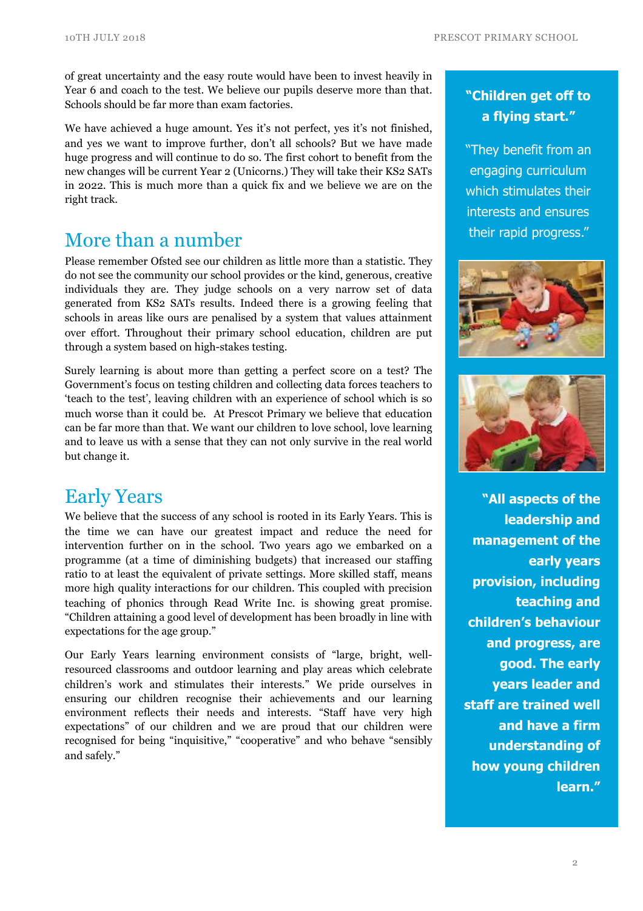of great uncertainty and the easy route would have been to invest heavily in Year 6 and coach to the test. We believe our pupils deserve more than that. Schools should be far more than exam factories.

We have achieved a huge amount. Yes it's not perfect, yes it's not finished, and yes we want to improve further, don't all schools? But we have made huge progress and will continue to do so. The first cohort to benefit from the new changes will be current Year 2 (Unicorns.) They will take their KS2 SATs in 2022. This is much more than a quick fix and we believe we are on the right track.

## More than a number

Please remember Ofsted see our children as little more than a statistic. They do not see the community our school provides or the kind, generous, creative individuals they are. They judge schools on a very narrow set of data generated from KS2 SATs results. Indeed there is a growing feeling that schools in areas like ours are penalised by a system that values attainment over effort. Throughout their primary school education, children are put through a system based on high-stakes testing.

Surely learning is about more than getting a perfect score on a test? The Government's focus on testing children and collecting data forces teachers to 'teach to the test', leaving children with an experience of school which is so much worse than it could be. At Prescot Primary we believe that education can be far more than that. We want our children to love school, love learning and to leave us with a sense that they can not only survive in the real world but change it.

## Early Years

We believe that the success of any school is rooted in its Early Years. This is the time we can have our greatest impact and reduce the need for intervention further on in the school. Two years ago we embarked on a programme (at a time of diminishing budgets) that increased our staffing ratio to at least the equivalent of private settings. More skilled staff, means more high quality interactions for our children. This coupled with precision teaching of phonics through Read Write Inc. is showing great promise. "Children attaining a good level of development has been broadly in line with expectations for the age group."

Our Early Years learning environment consists of "large, bright, well-resourced classrooms and outdoor learning and play areas which celebrate children's work and stimulates their interests." We pride ourselves in ensuring our children recognise their achievements and our learning environment reflects their needs and interests. "Staff have very high expectations" of our children and we are proud that our children were recognised for being "inquisitive," "cooperative" and who behave "sensibly and safely."

**"Children get off to a flying start."**

"They benefit from an engaging curriculum which stimulates their interests and ensures their rapid progress."

**"All aspects of the leadership and management of the early years provision, including teaching and children's behaviour and progress, are good. The early years leader and staff are trained well and have a firm understanding of how young children learn."**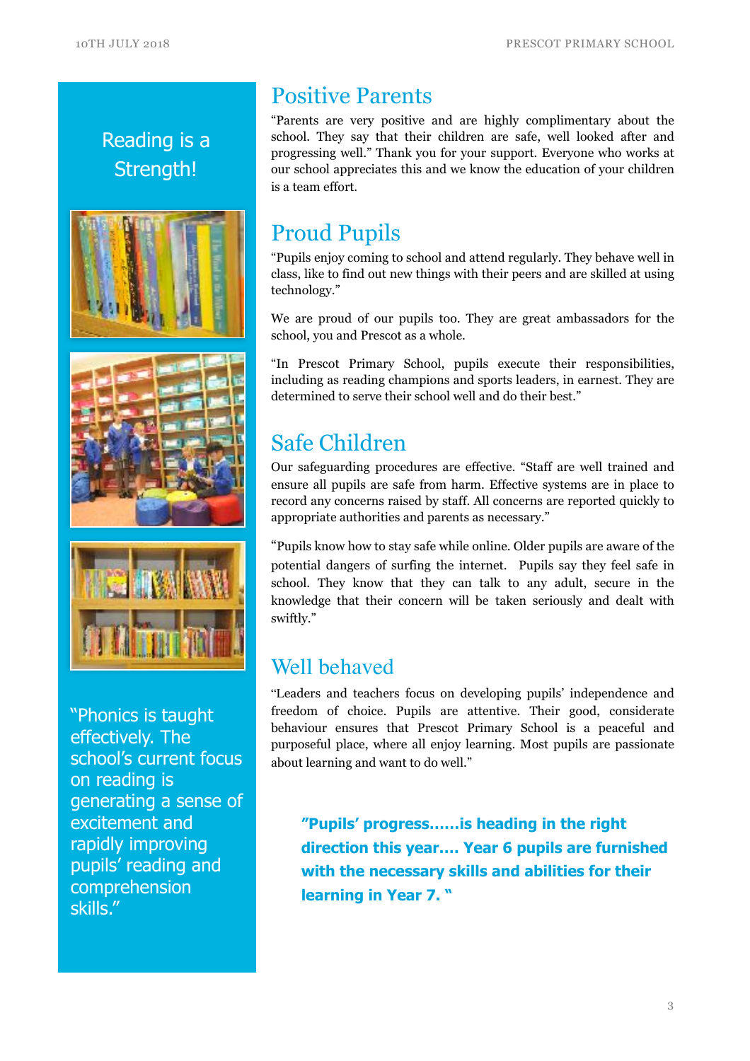## Reading is a Strength!

"Phonics is taught effectively. The school's current focus on reading is generating a sense of excitement and rapidly improving pupils' reading and comprehension skills."

## Positive Parents

"Parents are very positive and are highly complimentary about the school. They say that their children are safe, well looked after and progressing well." Thank you for your support. Everyone who works at our school appreciates this and we know the education of your children is a team effort.

## Proud Pupils

"Pupils enjoy coming to school and attend regularly. They behave well in class, like to find out new things with their peers and are skilled at using technology."

We are proud of our pupils too. They are great ambassadors for the school, you and Prescot as a whole.

"In Prescot Primary School, pupils execute their responsibilities, including as reading champions and sports leaders, in earnest. They are determined to serve their school well and do their best."

## Safe Children

Our safeguarding procedures are effective. "Staff are well trained and ensure all pupils are safe from harm. Effective systems are in place to record any concerns raised by staff. All concerns are reported quickly to appropriate authorities and parents as necessary."

"Pupils know how to stay safe while online. Older pupils are aware of the potential dangers of surfing the internet. Pupils say they feel safe in school. They know that they can talk to any adult, secure in the knowledge that their concern will be taken seriously and dealt with swiftly."

## Well behaved

"Leaders and teachers focus on developing pupils' independence and freedom of choice. Pupils are attentive. Their good, considerate behaviour ensures that Prescot Primary School is a peaceful and purposeful place, where all enjoy learning. Most pupils are passionate about learning and want to do well."

**"Pupils' progress……is heading in the right direction this year…. Year 6 pupils are furnished with the necessary skills and abilities for their learning in Year 7. "**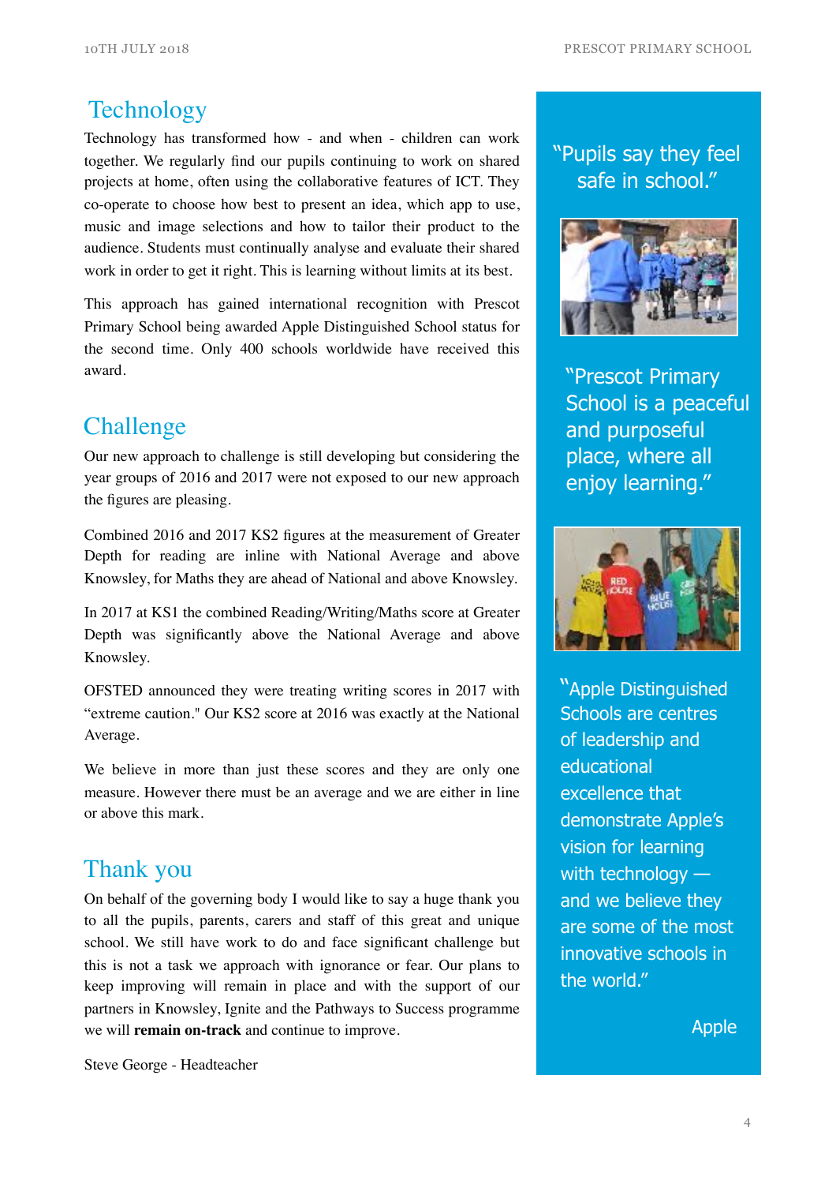## Technology

Technology has transformed how - and when - children can work together. We regularly find our pupils continuing to work on shared projects at home, often using the collaborative features of ICT. They co-operate to choose how best to present an idea, which app to use, music and image selections and how to tailor their product to the audience. Students must continually analyse and evaluate their shared work in order to get it right. This is learning without limits at its best.

This approach has gained international recognition with Prescot Primary School being awarded Apple Distinguished School status for the second time. Only 400 schools worldwide have received this award.

## Challenge

Our new approach to challenge is still developing but considering the year groups of 2016 and 2017 were not exposed to our new approach the figures are pleasing.

Combined 2016 and 2017 KS2 figures at the measurement of Greater Depth for reading are inline with National Average and above Knowsley, for Maths they are ahead of National and above Knowsley.

In 2017 at KS1 the combined Reading/Writing/Maths score at Greater Depth was significantly above the National Average and above Knowsley.

OFSTED announced they were treating writing scores in 2017 with "extreme caution." Our KS2 score at 2016 was exactly at the National Average.

We believe in more than just these scores and they are only one measure. However there must be an average and we are either in line or above this mark.

## Thank you

On behalf of the governing body I would like to say a huge thank you to all the pupils, parents, carers and staff of this great and unique school. We still have work to do and face significant challenge but this is not a task we approach with ignorance or fear. Our plans to keep improving will remain in place and with the support of our partners in Knowsley, Ignite and the Pathways to Success programme we will **remain on-track** and continue to improve.

Steve George - Headteacher

"Pupils say they feel safe in school."

"Prescot Primary School is a peaceful and purposeful place, where all enjoy learning."

"Apple Distinguished Schools are centres of leadership and educational excellence that demonstrate Apple's vision for learning with technology — and we believe they are some of the most innovative schools in the world."

Apple